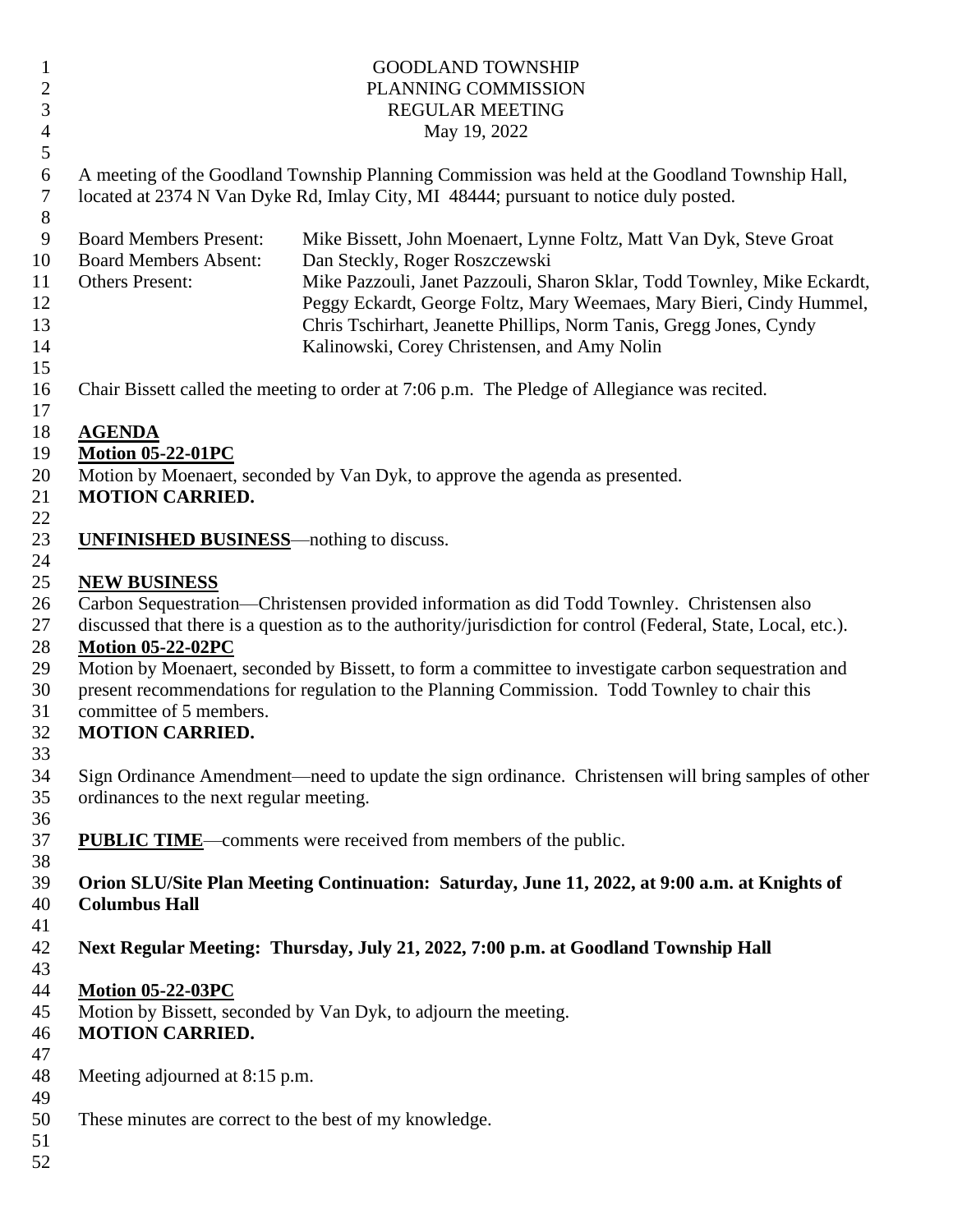GOODLAND TOWNSHIP
PLANNING COMMISSION
REGULAR MEETING
May 19, 2022

A meeting of the Goodland Township Planning Commission was held at the Goodland Township Hall, located at 2374 N Van Dyke Rd, Imlay City, MI 48444; pursuant to notice duly posted.

| | |
|---|---|
| Board Members Present: | Mike Bissett, John Moenaert, Lynne Foltz, Matt Van Dyk, Steve Groat |
| Board Members Absent: | Dan Steckly, Roger Roszczewski |
| Others Present: | Mike Pazzouli, Janet Pazzouli, Sharon Sklar, Todd Townley, Mike Eckardt, Peggy Eckardt, George Foltz, Mary Weemaes, Mary Bieri, Cindy Hummel, Chris Tschirhart, Jeanette Phillips, Norm Tanis, Gregg Jones, Cyndy Kalinowski, Corey Christensen, and Amy Nolin |

Chair Bissett called the meeting to order at 7:06 p.m. The Pledge of Allegiance was recited.

**AGENDA**

**Motion 05-22-01PC**

Motion by Moenaert, seconded by Van Dyk, to approve the agenda as presented.

**MOTION CARRIED.**

**UNFINISHED BUSINESS**—nothing to discuss.

**NEW BUSINESS**

Carbon Sequestration—Christensen provided information as did Todd Townley. Christensen also discussed that there is a question as to the authority/jurisdiction for control (Federal, State, Local, etc.).

**Motion 05-22-02PC**

Motion by Moenaert, seconded by Bissett, to form a committee to investigate carbon sequestration and present recommendations for regulation to the Planning Commission. Todd Townley to chair this committee of 5 members.

**MOTION CARRIED.**

Sign Ordinance Amendment—need to update the sign ordinance. Christensen will bring samples of other ordinances to the next regular meeting.

**PUBLIC TIME**—comments were received from members of the public.

**Orion SLU/Site Plan Meeting Continuation: Saturday, June 11, 2022, at 9:00 a.m. at Knights of Columbus Hall**

**Next Regular Meeting: Thursday, July 21, 2022, 7:00 p.m. at Goodland Township Hall**

**Motion 05-22-03PC**

Motion by Bissett, seconded by Van Dyk, to adjourn the meeting.

**MOTION CARRIED.**

Meeting adjourned at 8:15 p.m.

These minutes are correct to the best of my knowledge.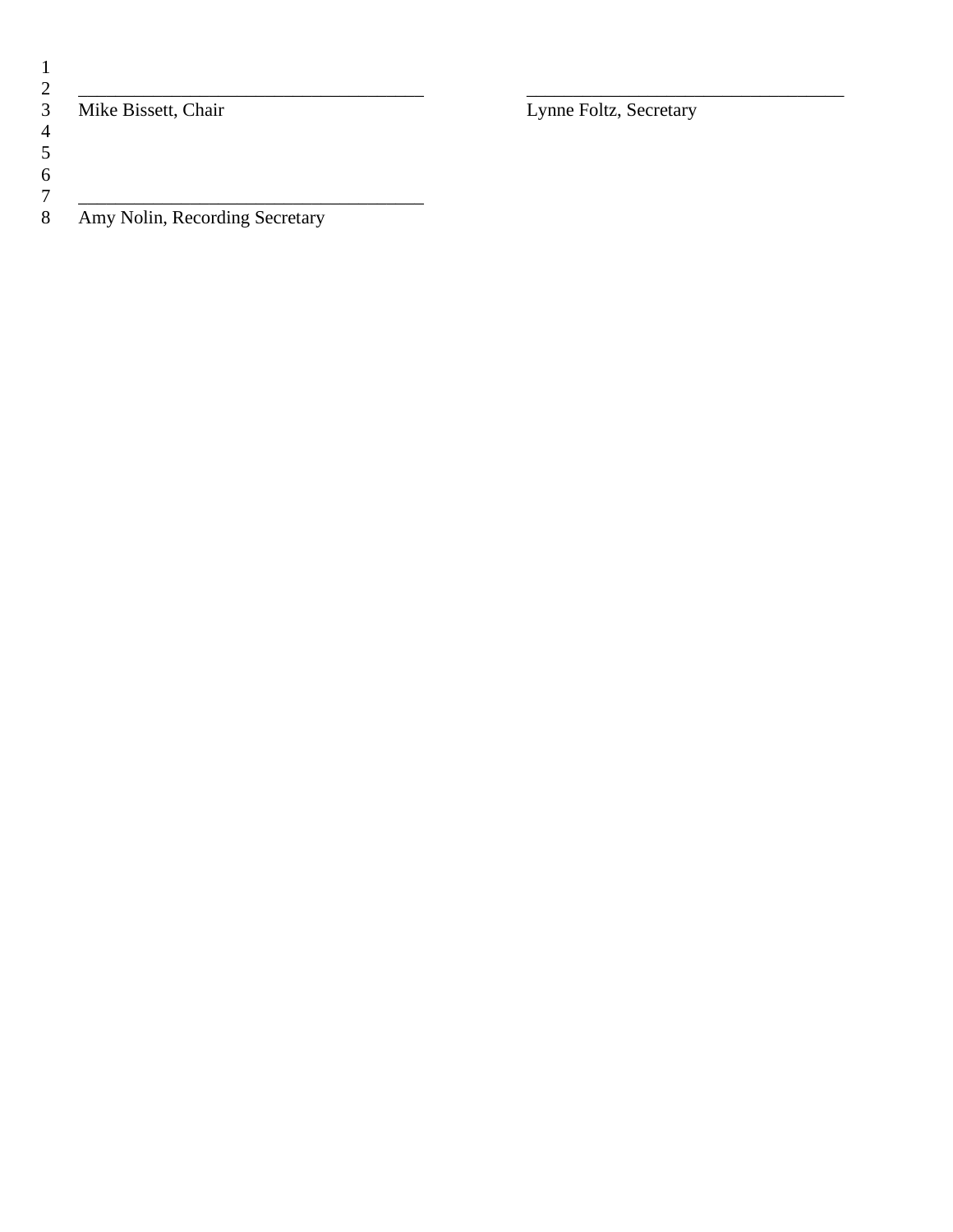_____________________________________ _________________________________

Mike Bissett, Chair Lynne Foltz, Secretary

_____________________________________

Amy Nolin, Recording Secretary